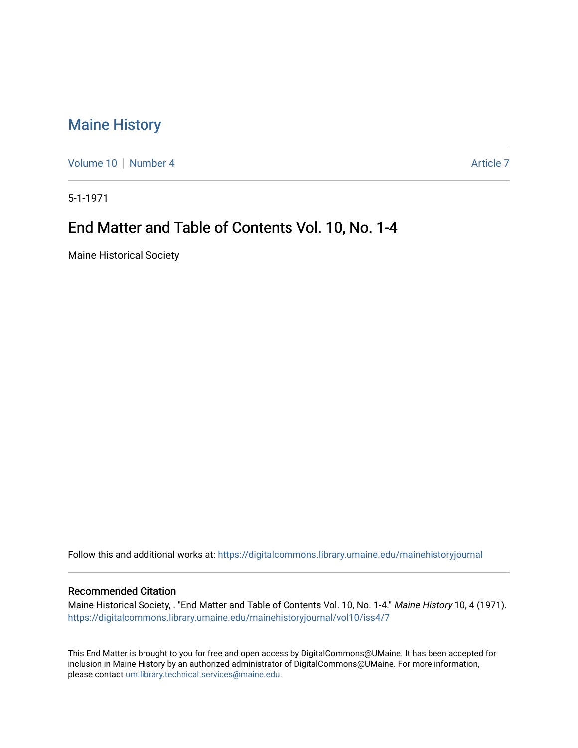# Maine History

Volume 10 | Number 4 | Article 7

5-1-1971

## End Matter and Table of Contents Vol. 10, No. 1-4

Maine Historical Society

Follow this and additional works at: https://digitalcommons.library.umaine.edu/mainehistoryjournal

### Recommended Citation

Maine Historical Society, . "End Matter and Table of Contents Vol. 10, No. 1-4." *Maine History* 10, 4 (1971). https://digitalcommons.library.umaine.edu/mainehistoryjournal/vol10/iss4/7

This End Matter is brought to you for free and open access by DigitalCommons@UMaine. It has been accepted for inclusion in Maine History by an authorized administrator of DigitalCommons@UMaine. For more information, please contact um.library.technical.services@maine.edu.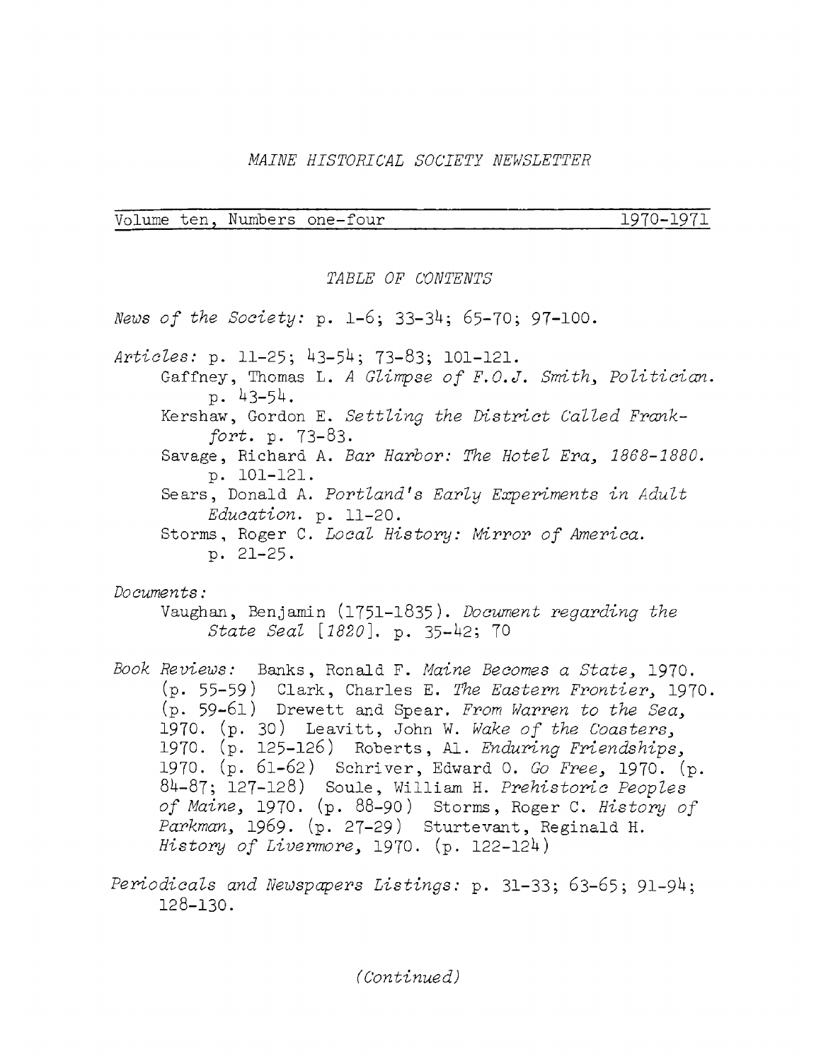*MAINE HISTORICAL SOCIETY NEWSLETTER*

Volume ten, Numbers one-four 1970-1971

*TABLE OF CONTENTS*

*News of the Society:* p. 1-6; 33-34; 65-70; 97-100.

*Articles:* p. 11-25; 43-54; 73-83; 101-121.

- Gaffney, Thomas L. *A Glimpse of F.O.J. Smith, Politician.* p. 43-54.
- Kershaw, Gordon E. *Settling the District Called Frankfort.* p. 73-83.
- Savage, Richard A. *Bar Harbor: The Hotel Era, 1868-1880.* p. 101-121.
- Sears, Donald A. *Portland's Early Experiments in Adult Education.* p. 11-20.
- Storms, Roger C. *Local History: Mirror of America.* p. 21-25.

*Documents:*

- Vaughan, Benjamin (1751-1835). *Document regarding the State Seal [1820].* p. 35-42; 70

*Book Reviews:* Banks, Ronald F. *Maine Becomes a State,* 1970. (p. 55-59) Clark, Charles E. *The Eastern Frontier,* 1970. (p. 59-61) Drewett and Spear. *From Warren to the Sea,* 1970. (p. 30) Leavitt, John W. *Wake of the Coasters,* 1970. (p. 125-126) Roberts, Al. *Enduring Friendships,* 1970. (p. 61-62) Schriver, Edward O. *Go Free,* 1970. (p. 84-87; 127-128) Soule, William H. *Prehistoric Peoples of Maine,* 1970. (p. 88-90) Storms, Roger C. *History of Parkman,* 1969. (p. 27-29) Sturtevant, Reginald H. *History of Livermore,* 1970. (p. 122-124)

*Periodicals and Newspapers Listings:* p. 31-33; 63-65; 91-94; 128-130.

*(Continued)*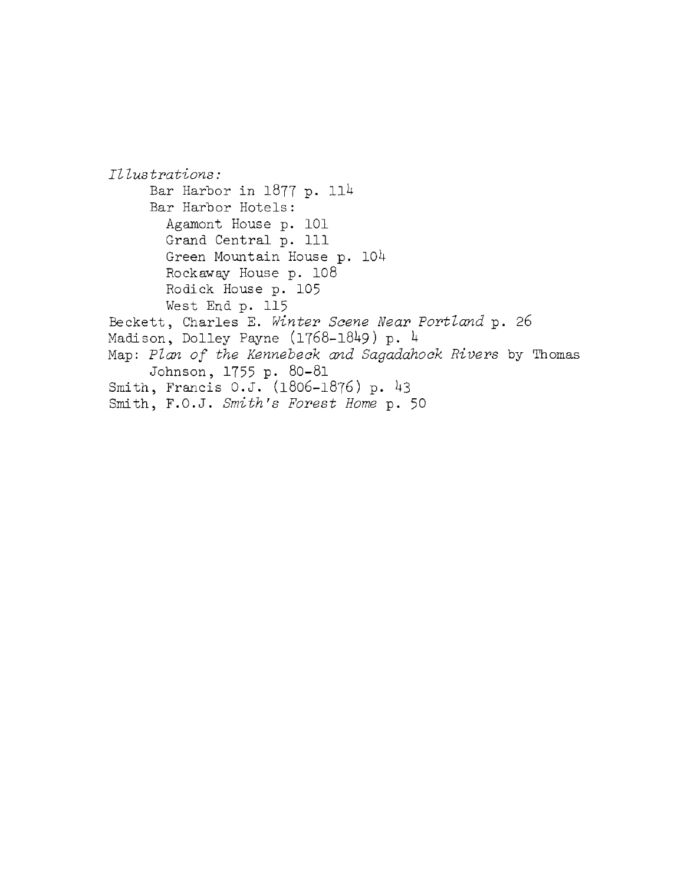*Illustrations:*

- Bar Harbor in 1877 p. 114
- Bar Harbor Hotels:
  - Agamont House p. 101
  - Grand Central p. 111
  - Green Mountain House p. 104
  - Rockaway House p. 108
  - Rodick House p. 105
  - West End p. 115

Beckett, Charles E. *Winter Scene Near Portland* p. 26

Madison, Dolley Payne (1768-1849) p. 4

Map: *Plan of the Kennebeck and Sagadahock Rivers* by Thomas Johnson, 1755 p. 80-81

Smith, Francis O.J. (1806-1876) p. 43

Smith, F.O.J. *Smith's Forest Home* p. 50